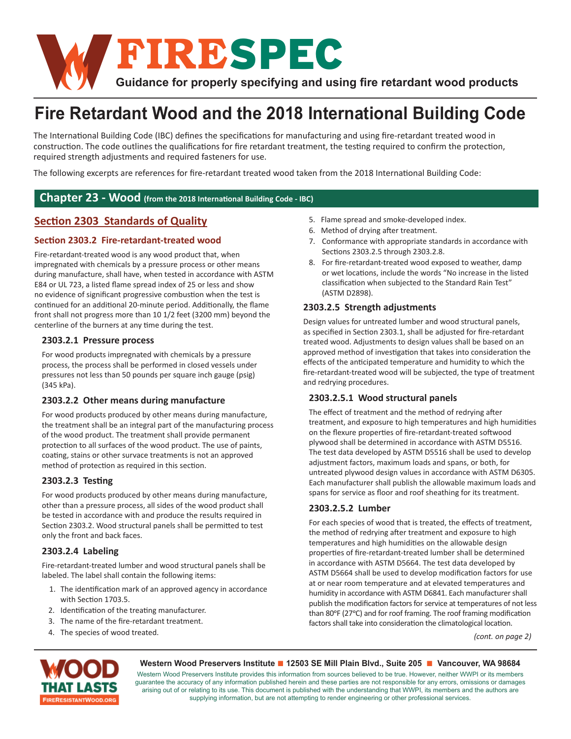# FIRESPEC

**Guidance for properly specifying and using fire retardant wood products**

# Fire Retardant Wood and the 2018 International Building Code

The International Building Code (IBC) defines the specifications for manufacturing and using fire-retardant treated wood in construction. The code outlines the qualifications for fire retardant treatment, the testing required to confirm the protection, required strength adjustments and required fasteners for use.

The following excerpts are references for fire-retardant treated wood taken from the 2018 International Building Code:

## Chapter 23 - Wood (from the 2018 International Building Code - IBC)

### Section 2303 Standards of Quality

#### Section 2303.2 Fire-retardant-treated wood

Fire-retardant-treated wood is any wood product that, when impregnated with chemicals by a pressure process or other means during manufacture, shall have, when tested in accordance with ASTM E84 or UL 723, a listed flame spread index of 25 or less and show no evidence of significant progressive combustion when the test is continued for an additional 20-minute period. Additionally, the flame front shall not progress more than 10 1/2 feet (3200 mm) beyond the centerline of the burners at any time during the test.

#### 2303.2.1 Pressure process

For wood products impregnated with chemicals by a pressure process, the process shall be performed in closed vessels under pressures not less than 50 pounds per square inch gauge (psig) (345 kPa).

#### 2303.2.2 Other means during manufacture

For wood products produced by other means during manufacture, the treatment shall be an integral part of the manufacturing process of the wood product. The treatment shall provide permanent protection to all surfaces of the wood product. The use of paints, coating, stains or other survace treatments is not an approved method of protection as required in this section.

#### 2303.2.3 Testing

For wood products produced by other means during manufacture, other than a pressure process, all sides of the wood product shall be tested in accordance with and produce the results required in Section 2303.2. Wood structural panels shall be permitted to test only the front and back faces.

#### 2303.2.4 Labeling

Fire-retardant-treated lumber and wood structural panels shall be labeled. The label shall contain the following items:

1. The identification mark of an approved agency in accordance with Section 1703.5.
2. Identification of the treating manufacturer.
3. The name of the fire-retardant treatment.
4. The species of wood treated.
5. Flame spread and smoke-developed index.
6. Method of drying after treatment.
7. Conformance with appropriate standards in accordance with Sections 2303.2.5 through 2303.2.8.
8. For fire-retardant-treated wood exposed to weather, damp or wet locations, include the words "No increase in the listed classification when subjected to the Standard Rain Test" (ASTM D2898).

#### 2303.2.5 Strength adjustments

Design values for untreated lumber and wood structural panels, as specified in Section 2303.1, shall be adjusted for fire-retardant treated wood. Adjustments to design values shall be based on an approved method of investigation that takes into consideration the effects of the anticipated temperature and humidity to which the fire-retardant-treated wood will be subjected, the type of treatment and redrying procedures.

#### 2303.2.5.1 Wood structural panels

The effect of treatment and the method of redrying after treatment, and exposure to high temperatures and high humidities on the flexure properties of fire-retardant-treated softwood plywood shall be determined in accordance with ASTM D5516. The test data developed by ASTM D5516 shall be used to develop adjustment factors, maximum loads and spans, or both, for untreated plywood design values in accordance with ASTM D6305. Each manufacturer shall publish the allowable maximum loads and spans for service as floor and roof sheathing for its treatment.

#### 2303.2.5.2 Lumber

For each species of wood that is treated, the effects of treatment, the method of redrying after treatment and exposure to high temperatures and high humidities on the allowable design properties of fire-retardant-treated lumber shall be determined in accordance with ASTM D5664. The test data developed by ASTM D5664 shall be used to develop modification factors for use at or near room temperature and at elevated temperatures and humidity in accordance with ASTM D6841. Each manufacturer shall publish the modification factors for service at temperatures of not less than 80°F (27°C) and for roof framing. The roof framing modification factors shall take into consideration the climatological location.

*(cont. on page 2)*

**Western Wood Preservers Institute ■ 12503 SE Mill Plain Blvd., Suite 205 ■ Vancouver, WA 98684**

Western Wood Preservers Institute provides this information from sources believed to be true. However, neither WWPI or its members guarantee the accuracy of any information published herein and these parties are not responsible for any errors, omissions or damages arising out of or relating to its use. This document is published with the understanding that WWPI, its members and the authors are supplying information, but are not attempting to render engineering or other professional services.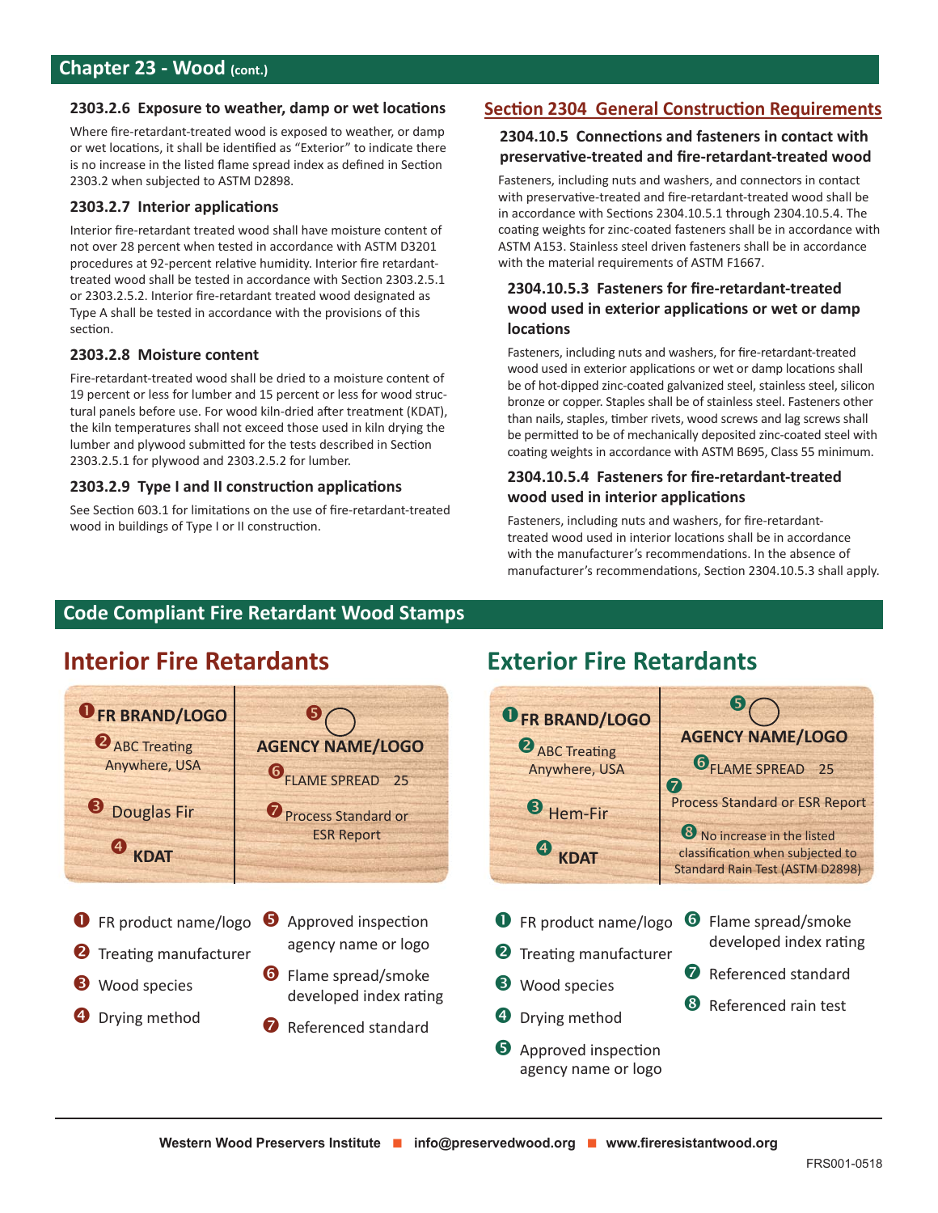## Chapter 23 - Wood (cont.)

### 2303.2.6 Exposure to weather, damp or wet locations

Where fire-retardant-treated wood is exposed to weather, or damp or wet locations, it shall be identified as "Exterior" to indicate there is no increase in the listed flame spread index as defined in Section 2303.2 when subjected to ASTM D2898.

### 2303.2.7 Interior applications

Interior fire-retardant treated wood shall have moisture content of not over 28 percent when tested in accordance with ASTM D3201 procedures at 92-percent relative humidity. Interior fire retardant-treated wood shall be tested in accordance with Section 2303.2.5.1 or 2303.2.5.2. Interior fire-retardant treated wood designated as Type A shall be tested in accordance with the provisions of this section.

### 2303.2.8 Moisture content

Fire-retardant-treated wood shall be dried to a moisture content of 19 percent or less for lumber and 15 percent or less for wood structural panels before use. For wood kiln-dried after treatment (KDAT), the kiln temperatures shall not exceed those used in kiln drying the lumber and plywood submitted for the tests described in Section 2303.2.5.1 for plywood and 2303.2.5.2 for lumber.

### 2303.2.9 Type I and II construction applications

See Section 603.1 for limitations on the use of fire-retardant-treated wood in buildings of Type I or II construction.

## Section 2304 General Construction Requirements

### 2304.10.5 Connections and fasteners in contact with preservative-treated and fire-retardant-treated wood

Fasteners, including nuts and washers, and connectors in contact with preservative-treated and fire-retardant-treated wood shall be in accordance with Sections 2304.10.5.1 through 2304.10.5.4. The coating weights for zinc-coated fasteners shall be in accordance with ASTM A153. Stainless steel driven fasteners shall be in accordance with the material requirements of ASTM F1667.

#### 2304.10.5.3 Fasteners for fire-retardant-treated wood used in exterior applications or wet or damp locations

Fasteners, including nuts and washers, for fire-retardant-treated wood used in exterior applications or wet or damp locations shall be of hot-dipped zinc-coated galvanized steel, stainless steel, silicon bronze or copper. Staples shall be of stainless steel. Fasteners other than nails, staples, timber rivets, wood screws and lag screws shall be permitted to be of mechanically deposited zinc-coated steel with coating weights in accordance with ASTM B695, Class 55 minimum.

#### 2304.10.5.4 Fasteners for fire-retardant-treated wood used in interior applications

Fasteners, including nuts and washers, for fire-retardant-treated wood used in interior locations shall be in accordance with the manufacturer's recommendations. In the absence of manufacturer's recommendations, Section 2304.10.5.3 shall apply.

## Code Compliant Fire Retardant Wood Stamps

### Interior Fire Retardants

| | |
|---|---|
| ❶ FR BRAND/LOGO | ❺ ◯ |
| ❷ ABC Treating Anywhere, USA | AGENCY NAME/LOGO |
| | ❻ FLAME SPREAD 25 |
| ❸ Douglas Fir | ❼ Process Standard or ESR Report |
| ❹ KDAT | |

1. FR product name/logo
2. Treating manufacturer
3. Wood species
4. Drying method
5. Approved inspection agency name or logo
6. Flame spread/smoke developed index rating
7. Referenced standard

### Exterior Fire Retardants

| | |
|---|---|
| ❶ FR BRAND/LOGO | ❺ ◯ |
| ❷ ABC Treating Anywhere, USA | AGENCY NAME/LOGO |
| | ❻ FLAME SPREAD 25 |
| ❸ Hem-Fir | ❼ Process Standard or ESR Report |
| ❹ KDAT | ❽ No increase in the listed classification when subjected to Standard Rain Test (ASTM D2898) |

1. FR product name/logo
2. Treating manufacturer
3. Wood species
4. Drying method
5. Approved inspection agency name or logo
6. Flame spread/smoke developed index rating
7. Referenced standard
8. Referenced rain test

Western Wood Preservers Institute ■ info@preservedwood.org ■ www.fireresistantwood.org

FRS001-0518